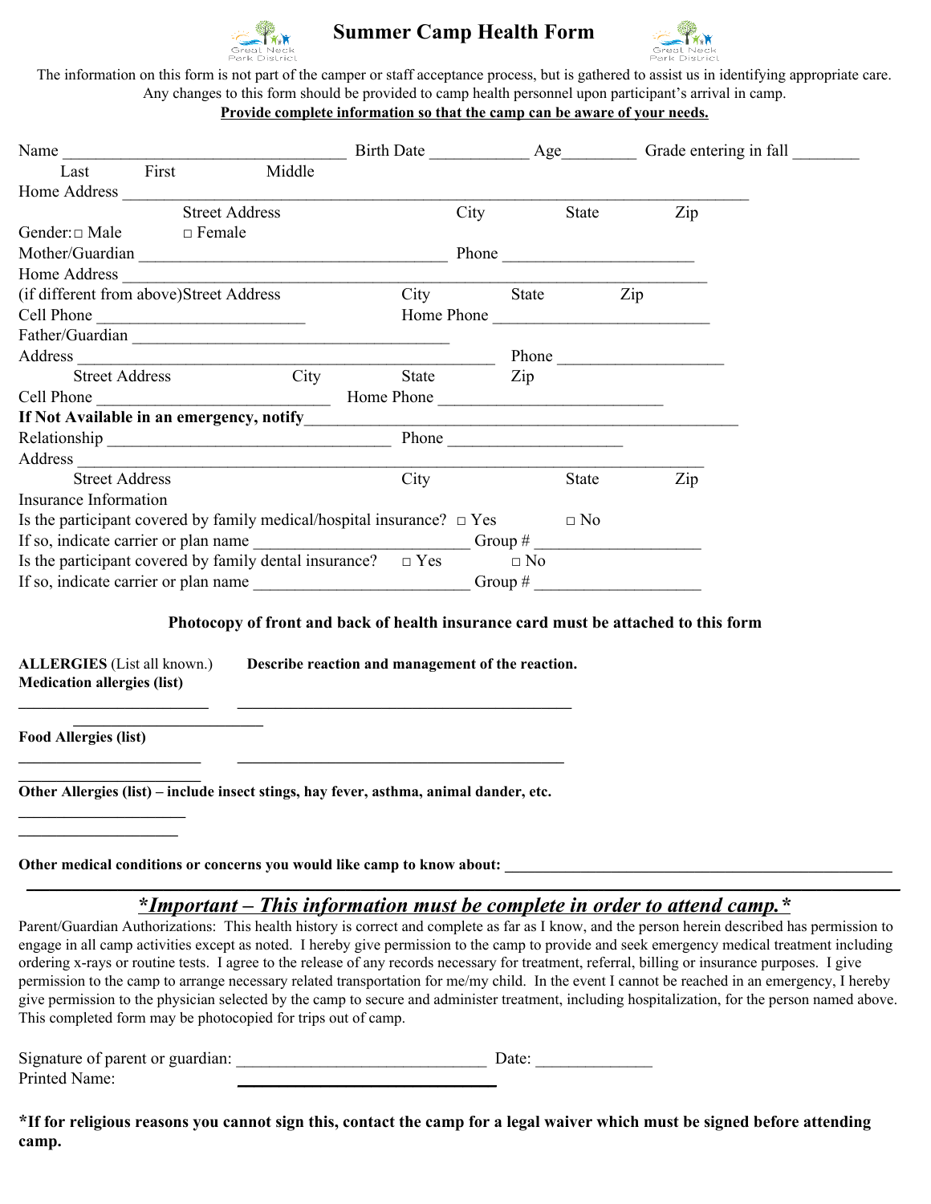# Summary Camp Health Form

The information on this form is not part of the camper or staff acceptance process, but is gathered to assist us in identifying appropriate care. Any changes to this form should be provided to camp health personnel upon participant's arrival in camp.

**Provide complete information so that the camp can be aware of your needs.**

Name ________________________________ Birth Date ___________ Age________ Grade entering in fall ________

Last First Middle

Home Address ______________________________________________________________________

Street Address City State Zip

Gender: □ Male □ Female

Mother/Guardian ___________________________________ Phone ______________________

Home Address ______________________________________________________________________

(if different from above) Street Address City State Zip

Cell Phone _______________________ Home Phone _________________________

Father/Guardian ____________________________________

Address _______________________________________________ Phone ___________________

Street Address City State Zip

Cell Phone ________________________ Home Phone _________________________

**If Not Available in an emergency, notify**_________________________________________________

Relationship ________________________________ Phone ____________________

Address ______________________________________________________________________

Street Address City State Zip

Insurance Information

Is the participant covered by family medical/hospital insurance? □ Yes □ No

If so, indicate carrier or plan name _________________________ Group # ___________________

Is the participant covered by family dental insurance? □ Yes □ No

If so, indicate carrier or plan name _________________________ Group # ___________________

**Photocopy of front and back of health insurance card must be attached to this form**

**ALLERGIES** (List all known.) **Describe reaction and management of the reaction.**

**Medication allergies (list)**

______________________ ______________________________________

______________________

**Food Allergies (list)**

______________________ ______________________________________

______________________

**Other Allergies (list) – include insect stings, hay fever, asthma, animal dander, etc.**

______________________

______________________

**Other medical conditions or concerns you would like camp to know about:** ____________________________________________

## *Important – This information must be complete in order to attend camp.*

Parent/Guardian Authorizations: This health history is correct and complete as far as I know, and the person herein described has permission to engage in all camp activities except as noted. I hereby give permission to the camp to provide and seek emergency medical treatment including ordering x-rays or routine tests. I agree to the release of any records necessary for treatment, referral, billing or insurance purposes. I give permission to the camp to arrange necessary related transportation for me/my child. In the event I cannot be reached in an emergency, I hereby give permission to the physician selected by the camp to secure and administer treatment, including hospitalization, for the person named above. This completed form may be photocopied for trips out of camp.

Signature of parent or guardian: ____________________________ Date: _____________

Printed Name: ____________________________

**\*If for religious reasons you cannot sign this, contact the camp for a legal waiver which must be signed before attending camp.**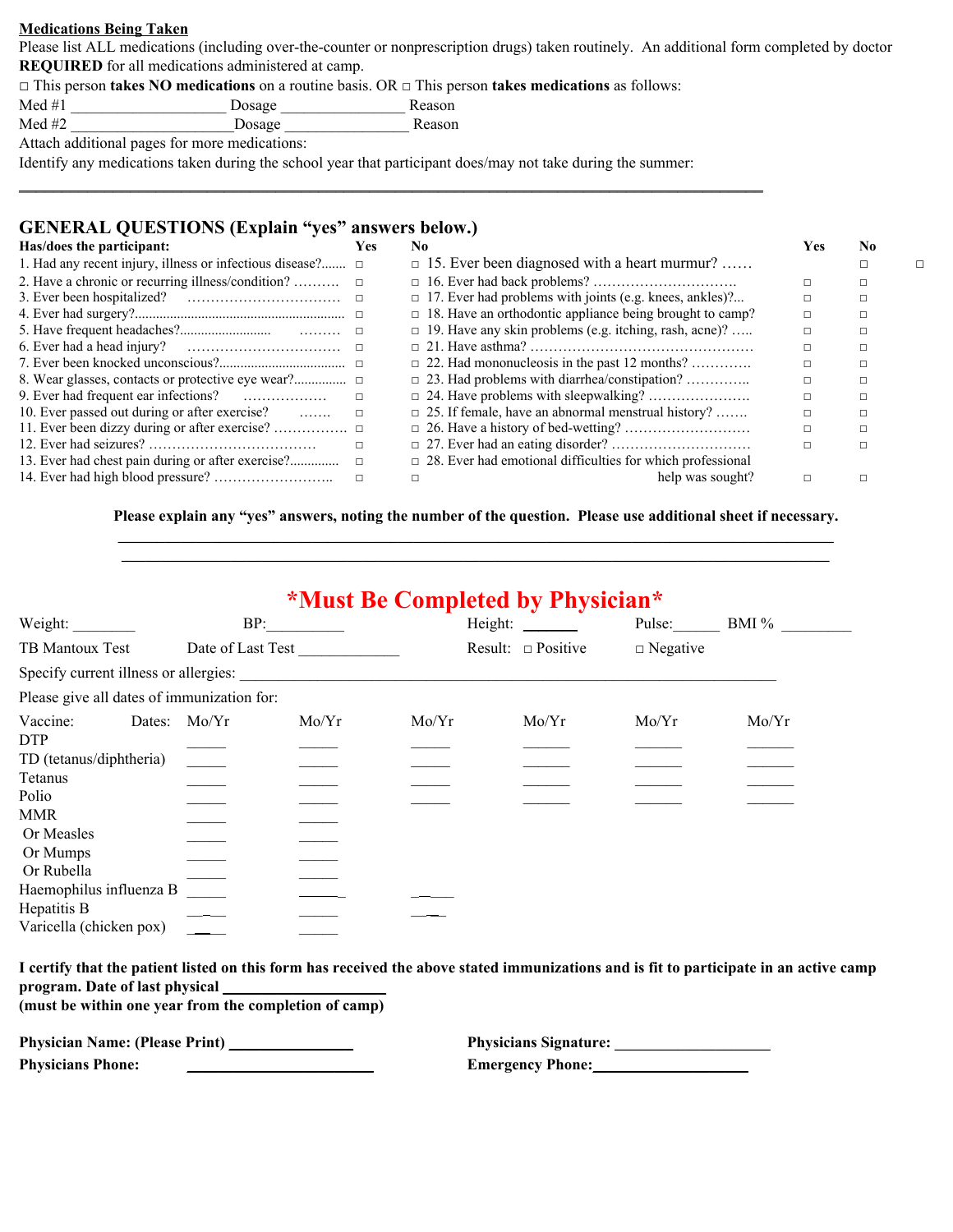**Medications Being Taken**

Please list ALL medications (including over-the-counter or nonprescription drugs) taken routinely. An additional form completed by doctor **REQUIRED** for all medications administered at camp.

□ This person **takes NO medications** on a routine basis. OR □ This person **takes medications** as follows:

Med #1 ____________________ Dosage ________________ Reason

Med #2 _____________________Dosage ________________ Reason

Attach additional pages for more medications:

Identify any medications taken during the school year that participant does/may not take during the summer:

______________________________________________________________________________________________

## GENERAL QUESTIONS (Explain "yes" answers below.)

| Has/does the participant: | Yes | No | | Yes | No |
|---|---|---|---|---|---|
| 1. Had any recent injury, illness or infectious disease?....... | □ | □ | 15. Ever been diagnosed with a heart murmur? …… | □ | □ |
| 2. Have a chronic or recurring illness/condition? ………. | □ | □ | 16. Ever had back problems? …………………………. | □ | □ |
| 3. Ever been hospitalized? …………………………… | □ | □ | 17. Ever had problems with joints (e.g. knees, ankles)?... | □ | □ |
| 4. Ever had surgery?.......................................................... | □ | □ | 18. Have an orthodontic appliance being brought to camp? | □ | □ |
| 5. Have frequent headaches?.......................... ……… | □ | □ | 19. Have any skin problems (e.g. itching, rash, acne)? ….. | □ | □ |
| 6. Ever had a head injury? …………………………… | □ | □ | 21. Have asthma? ………………………………………… | □ | □ |
| 7. Ever been knocked unconscious?.................................... | □ | □ | 22. Had mononucleosis in the past 12 months? …………. | □ | □ |
| 8. Wear glasses, contacts or protective eye wear?............... | □ | □ | 23. Had problems with diarrhea/constipation? ………….. | □ | □ |
| 9. Ever had frequent ear infections? ……………… | □ | □ | 24. Have problems with sleepwalking? …………………. | □ | □ |
| 10. Ever passed out during or after exercise? ……. | □ | □ | 25. If female, have an abnormal menstrual history? ……. | □ | □ |
| 11. Ever been dizzy during or after exercise? ……………. | □ | □ | 26. Have a history of bed-wetting? ……………………… | □ | □ |
| 12. Ever had seizures? ……………………………… | □ | □ | 27. Ever had an eating disorder? ………………………… | □ | □ |
| 13. Ever had chest pain during or after exercise?............. | □ | □ | 28. Ever had emotional difficulties for which professional | | |
| 14. Ever had high blood pressure? …………………….. | □ | □ | help was sought? | □ | □ |

**Please explain any "yes" answers, noting the number of the question. Please use additional sheet if necessary.**

______________________________________________________________________________________________

______________________________________________________________________________________________

## *Must Be Completed by Physician*

Weight: ________ BP:__________ Height: _______ Pulse:______ BMI % _________

TB Mantoux Test Date of Last Test _____________ Result: □ Positive □ Negative

Specify current illness or allergies: ______________________________________________________________

Please give all dates of immunization for:

| Vaccine: Dates: | Mo/Yr | Mo/Yr | Mo/Yr | Mo/Yr | Mo/Yr | Mo/Yr |
|---|---|---|---|---|---|---|
| DTP | _____ | _____ | _____ | ______ | ______ | ______ |
| TD (tetanus/diphtheria) | _____ | _____ | _____ | ______ | ______ | ______ |
| Tetanus | _____ | _____ | _____ | ______ | ______ | ______ |
| Polio | _____ | _____ | _____ | ______ | ______ | ______ |
| MMR | _____ | _____ | | | | |
| Or Measles | _____ | _____ | | | | |
| Or Mumps | _____ | _____ | | | | |
| Or Rubella | _____ | _____ | | | | |
| Haemophilus influenza B | _____ | _____ | _____ | | | |
| Hepatitis B | _____ | _____ | _____ | | | |
| Varicella (chicken pox) | _____ | _____ | | | | |

**I certify that the patient listed on this form has received the above stated immunizations and is fit to participate in an active camp program. Date of last physical ____________________**
**(must be within one year from the completion of camp)**

**Physician Name: (Please Print)** _______________ **Physicians Signature:** ____________________

**Physicians Phone:** ________________________ **Emergency Phone:**____________________